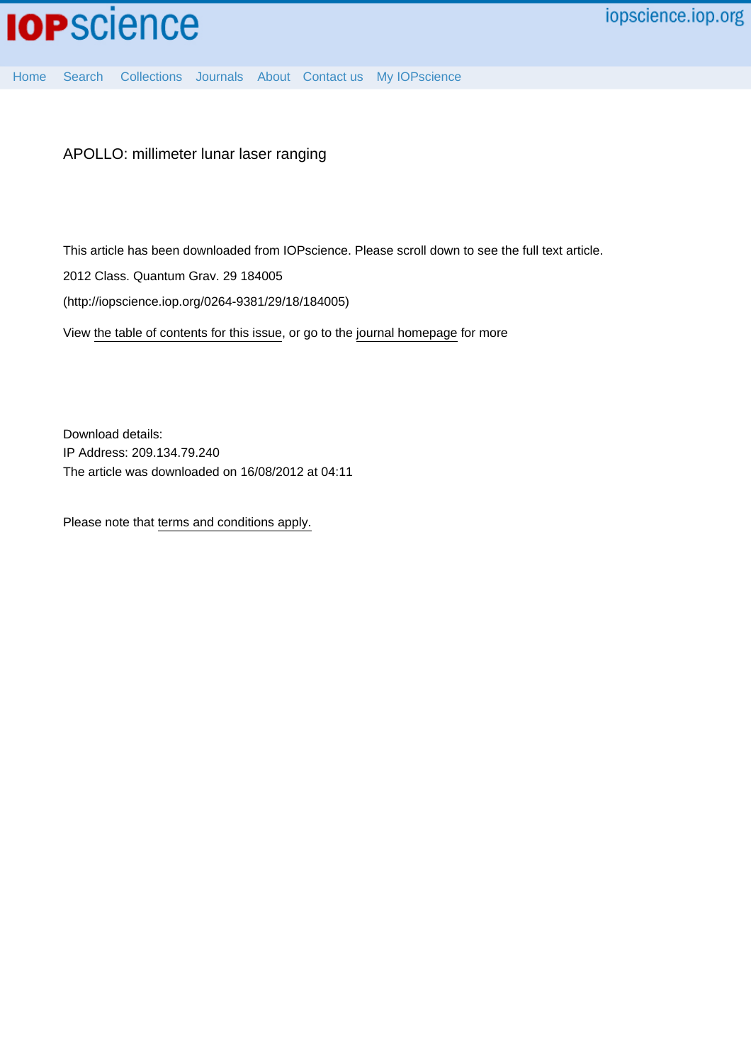iopscience.iop.org

Home Search Collections Journals About Contact us My IOPscience

# APOLLO: millimeter lunar laser ranging

This article has been downloaded from IOPscience. Please scroll down to see the full text article.

2012 Class. Quantum Grav. 29 184005

(http://iopscience.iop.org/0264-9381/29/18/184005)

View the table of contents for this issue, or go to the journal homepage for more

Download details:
IP Address: 209.134.79.240
The article was downloaded on 16/08/2012 at 04:11

Please note that terms and conditions apply.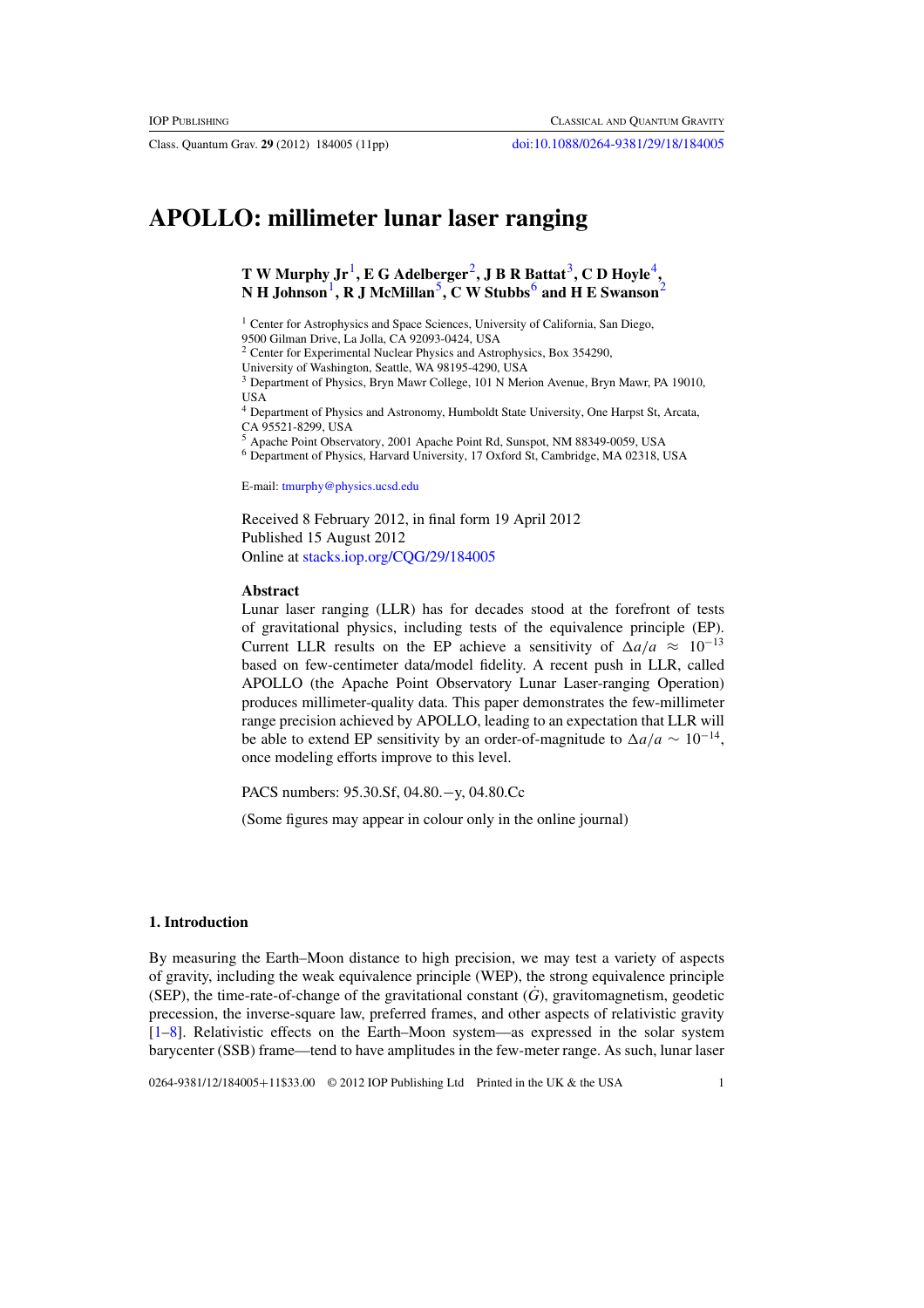# APOLLO: millimeter lunar laser ranging

**T W Murphy Jr**[1], **E G Adelberger**[2], **J B R Battat**[3], **C D Hoyle**[4], **N H Johnson**[1], **R J McMillan**[5], **C W Stubbs**[6] **and H E Swanson**[2]

[1] Center for Astrophysics and Space Sciences, University of California, San Diego, 9500 Gilman Drive, La Jolla, CA 92093-0424, USA

[2] Center for Experimental Nuclear Physics and Astrophysics, Box 354290, University of Washington, Seattle, WA 98195-4290, USA

[3] Department of Physics, Bryn Mawr College, 101 N Merion Avenue, Bryn Mawr, PA 19010, USA

[4] Department of Physics and Astronomy, Humboldt State University, One Harpst St, Arcata, CA 95521-8299, USA

[5] Apache Point Observatory, 2001 Apache Point Rd, Sunspot, NM 88349-0059, USA

[6] Department of Physics, Harvard University, 17 Oxford St, Cambridge, MA 02318, USA

E-mail: tmurphy@physics.ucsd.edu

Received 8 February 2012, in final form 19 April 2012
Published 15 August 2012
Online at stacks.iop.org/CQG/29/184005

**Abstract**

Lunar laser ranging (LLR) has for decades stood at the forefront of tests of gravitational physics, including tests of the equivalence principle (EP). Current LLR results on the EP achieve a sensitivity of $\Delta a/a \approx 10^{-13}$ based on few-centimeter data/model fidelity. A recent push in LLR, called APOLLO (the Apache Point Observatory Lunar Laser-ranging Operation) produces millimeter-quality data. This paper demonstrates the few-millimeter range precision achieved by APOLLO, leading to an expectation that LLR will be able to extend EP sensitivity by an order-of-magnitude to $\Delta a/a \sim 10^{-14}$, once modeling efforts improve to this level.

PACS numbers: 95.30.Sf, 04.80.−y, 04.80.Cc

(Some figures may appear in colour only in the online journal)

## 1. Introduction

By measuring the Earth–Moon distance to high precision, we may test a variety of aspects of gravity, including the weak equivalence principle (WEP), the strong equivalence principle (SEP), the time-rate-of-change of the gravitational constant ($\dot{G}$), gravitomagnetism, geodetic precession, the inverse-square law, preferred frames, and other aspects of relativistic gravity [1–8]. Relativistic effects on the Earth–Moon system—as expressed in the solar system barycenter (SSB) frame—tend to have amplitudes in the few-meter range. As such, lunar laser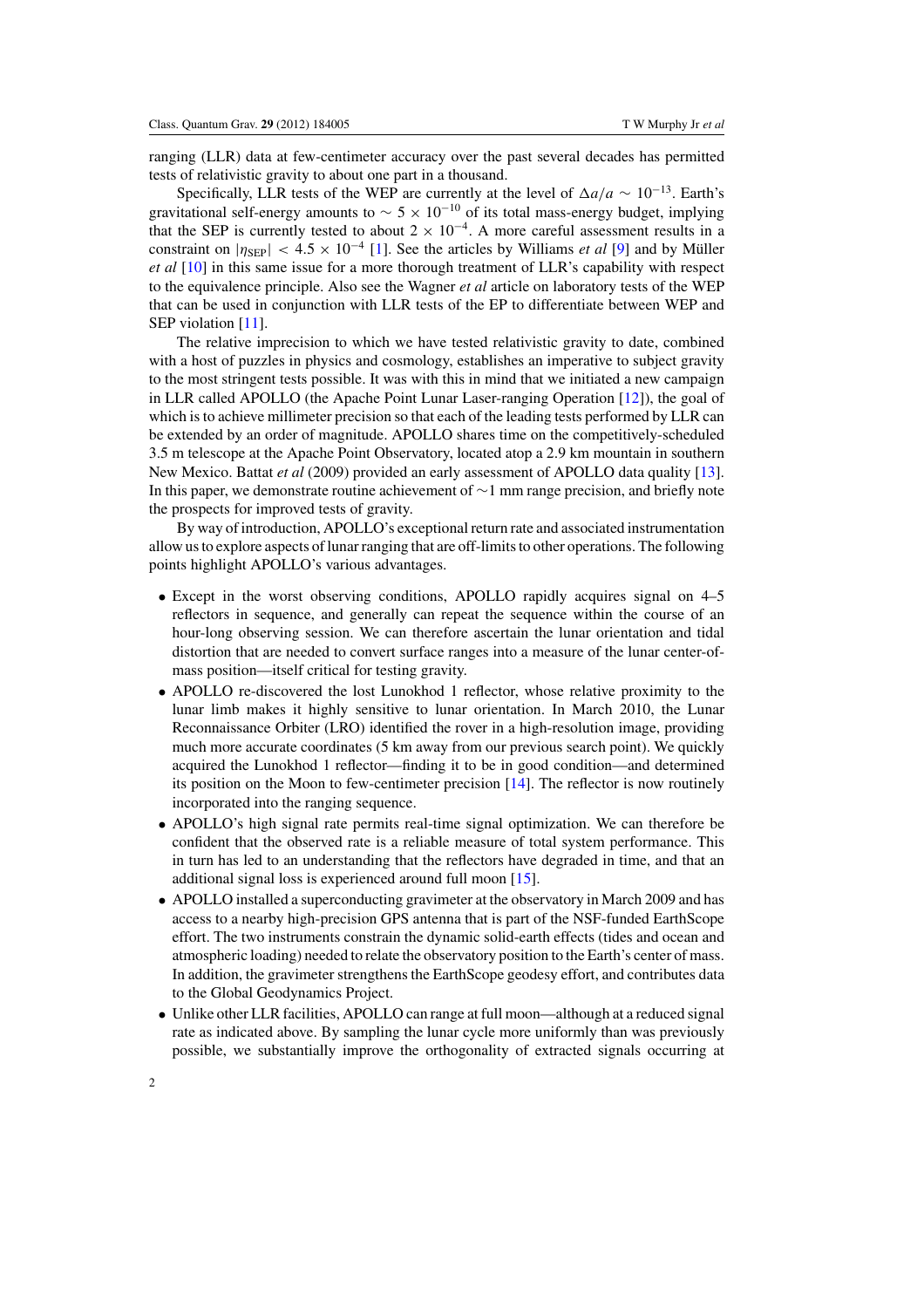ranging (LLR) data at few-centimeter accuracy over the past several decades has permitted tests of relativistic gravity to about one part in a thousand.

Specifically, LLR tests of the WEP are currently at the level of $\Delta a/a \sim 10^{-13}$. Earth's gravitational self-energy amounts to $\sim 5 \times 10^{-10}$ of its total mass-energy budget, implying that the SEP is currently tested to about $2 \times 10^{-4}$. A more careful assessment results in a constraint on $|\eta_{\rm SEP}| < 4.5 \times 10^{-4}$ [1]. See the articles by Williams *et al* [9] and by Müller *et al* [10] in this same issue for a more thorough treatment of LLR's capability with respect to the equivalence principle. Also see the Wagner *et al* article on laboratory tests of the WEP that can be used in conjunction with LLR tests of the EP to differentiate between WEP and SEP violation [11].

The relative imprecision to which we have tested relativistic gravity to date, combined with a host of puzzles in physics and cosmology, establishes an imperative to subject gravity to the most stringent tests possible. It was with this in mind that we initiated a new campaign in LLR called APOLLO (the Apache Point Lunar Laser-ranging Operation [12]), the goal of which is to achieve millimeter precision so that each of the leading tests performed by LLR can be extended by an order of magnitude. APOLLO shares time on the competitively-scheduled 3.5 m telescope at the Apache Point Observatory, located atop a 2.9 km mountain in southern New Mexico. Battat *et al* (2009) provided an early assessment of APOLLO data quality [13]. In this paper, we demonstrate routine achievement of $\sim$1 mm range precision, and briefly note the prospects for improved tests of gravity.

By way of introduction, APOLLO's exceptional return rate and associated instrumentation allow us to explore aspects of lunar ranging that are off-limits to other operations. The following points highlight APOLLO's various advantages.

- Except in the worst observing conditions, APOLLO rapidly acquires signal on 4–5 reflectors in sequence, and generally can repeat the sequence within the course of an hour-long observing session. We can therefore ascertain the lunar orientation and tidal distortion that are needed to convert surface ranges into a measure of the lunar center-of-mass position—itself critical for testing gravity.
- APOLLO re-discovered the lost Lunokhod 1 reflector, whose relative proximity to the lunar limb makes it highly sensitive to lunar orientation. In March 2010, the Lunar Reconnaissance Orbiter (LRO) identified the rover in a high-resolution image, providing much more accurate coordinates (5 km away from our previous search point). We quickly acquired the Lunokhod 1 reflector—finding it to be in good condition—and determined its position on the Moon to few-centimeter precision [14]. The reflector is now routinely incorporated into the ranging sequence.
- APOLLO's high signal rate permits real-time signal optimization. We can therefore be confident that the observed rate is a reliable measure of total system performance. This in turn has led to an understanding that the reflectors have degraded in time, and that an additional signal loss is experienced around full moon [15].
- APOLLO installed a superconducting gravimeter at the observatory in March 2009 and has access to a nearby high-precision GPS antenna that is part of the NSF-funded EarthScope effort. The two instruments constrain the dynamic solid-earth effects (tides and ocean and atmospheric loading) needed to relate the observatory position to the Earth's center of mass. In addition, the gravimeter strengthens the EarthScope geodesy effort, and contributes data to the Global Geodynamics Project.
- Unlike other LLR facilities, APOLLO can range at full moon—although at a reduced signal rate as indicated above. By sampling the lunar cycle more uniformly than was previously possible, we substantially improve the orthogonality of extracted signals occurring at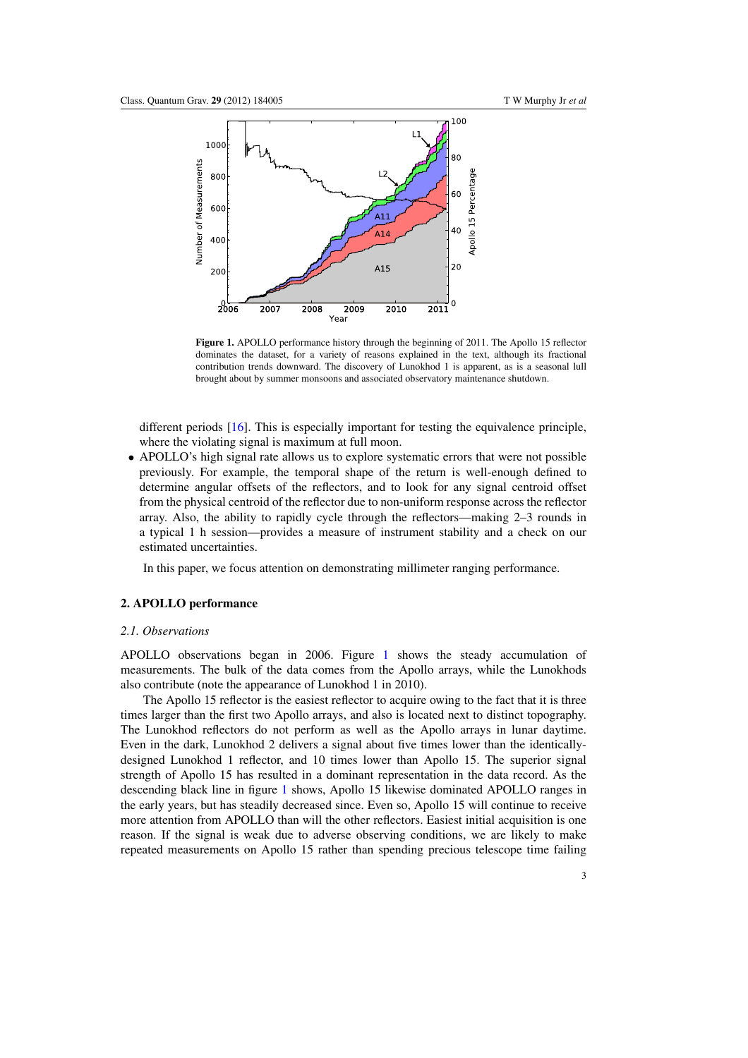**Figure 1.** APOLLO performance history through the beginning of 2011. The Apollo 15 reflector dominates the dataset, for a variety of reasons explained in the text, although its fractional contribution trends downward. The discovery of Lunokhod 1 is apparent, as is a seasonal lull brought about by summer monsoons and associated observatory maintenance shutdown.

different periods [16]. This is especially important for testing the equivalence principle, where the violating signal is maximum at full moon.

- APOLLO's high signal rate allows us to explore systematic errors that were not possible previously. For example, the temporal shape of the return is well-enough defined to determine angular offsets of the reflectors, and to look for any signal centroid offset from the physical centroid of the reflector due to non-uniform response across the reflector array. Also, the ability to rapidly cycle through the reflectors—making 2–3 rounds in a typical 1 h session—provides a measure of instrument stability and a check on our estimated uncertainties.

In this paper, we focus attention on demonstrating millimeter ranging performance.

## 2. APOLLO performance

### 2.1. Observations

APOLLO observations began in 2006. Figure 1 shows the steady accumulation of measurements. The bulk of the data comes from the Apollo arrays, while the Lunokhods also contribute (note the appearance of Lunokhod 1 in 2010).

The Apollo 15 reflector is the easiest reflector to acquire owing to the fact that it is three times larger than the first two Apollo arrays, and also is located next to distinct topography. The Lunokhod reflectors do not perform as well as the Apollo arrays in lunar daytime. Even in the dark, Lunokhod 2 delivers a signal about five times lower than the identically-designed Lunokhod 1 reflector, and 10 times lower than Apollo 15. The superior signal strength of Apollo 15 has resulted in a dominant representation in the data record. As the descending black line in figure 1 shows, Apollo 15 likewise dominated APOLLO ranges in the early years, but has steadily decreased since. Even so, Apollo 15 will continue to receive more attention from APOLLO than will the other reflectors. Easiest initial acquisition is one reason. If the signal is weak due to adverse observing conditions, we are likely to make repeated measurements on Apollo 15 rather than spending precious telescope time failing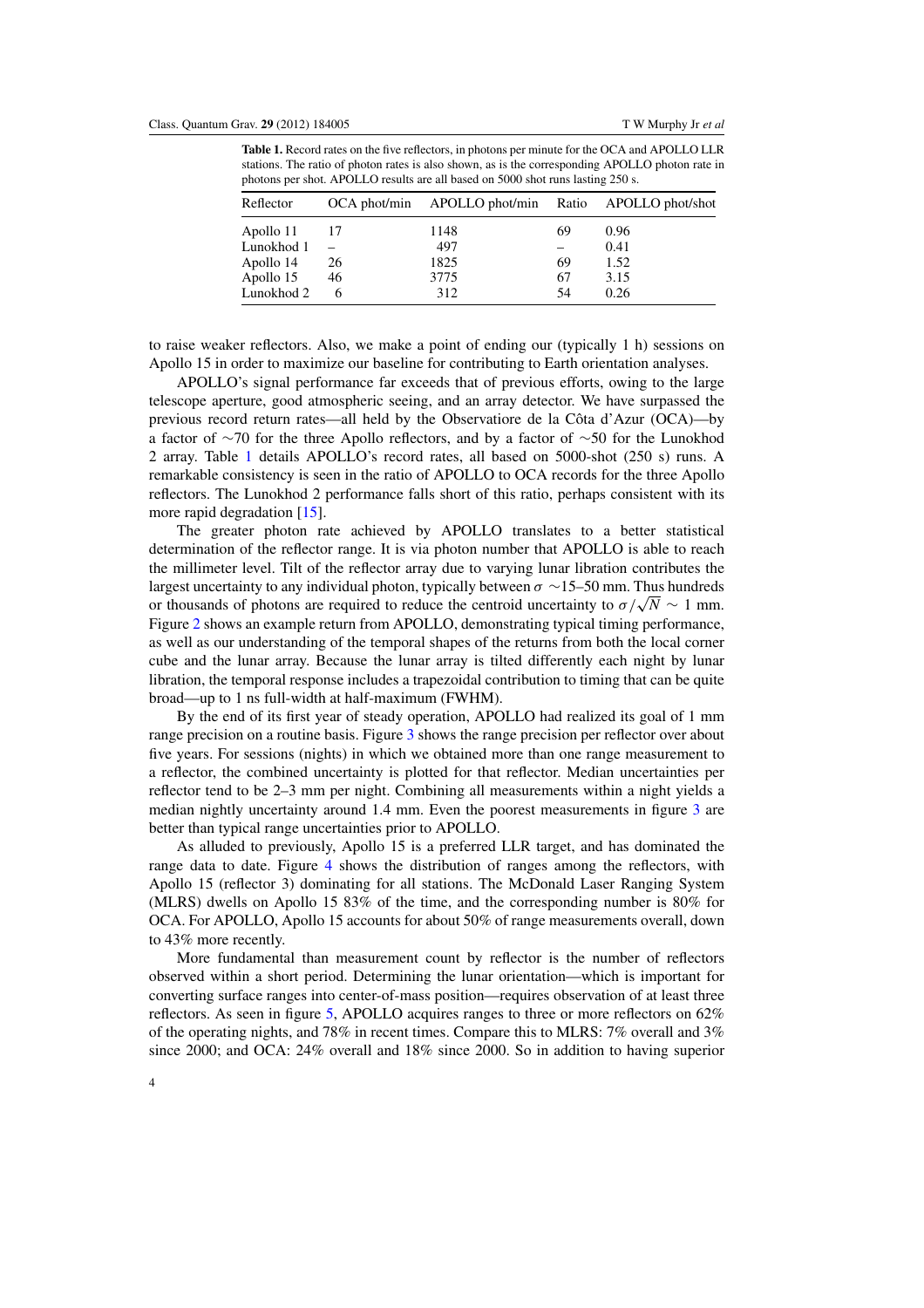**Table 1.** Record rates on the five reflectors, in photons per minute for the OCA and APOLLO LLR stations. The ratio of photon rates is also shown, as is the corresponding APOLLO photon rate in photons per shot. APOLLO results are all based on 5000 shot runs lasting 250 s.

| Reflector | OCA phot/min | APOLLO phot/min | Ratio | APOLLO phot/shot |
|---|---|---|---|---|
| Apollo 11 | 17 | 1148 | 69 | 0.96 |
| Lunokhod 1 | – | 497 | – | 0.41 |
| Apollo 14 | 26 | 1825 | 69 | 1.52 |
| Apollo 15 | 46 | 3775 | 67 | 3.15 |
| Lunokhod 2 | 6 | 312 | 54 | 0.26 |

to raise weaker reflectors. Also, we make a point of ending our (typically 1 h) sessions on Apollo 15 in order to maximize our baseline for contributing to Earth orientation analyses.

APOLLO's signal performance far exceeds that of previous efforts, owing to the large telescope aperture, good atmospheric seeing, and an array detector. We have surpassed the previous record return rates—all held by the Observatiore de la Côta d'Azur (OCA)—by a factor of $\sim$70 for the three Apollo reflectors, and by a factor of $\sim$50 for the Lunokhod 2 array. Table 1 details APOLLO's record rates, all based on 5000-shot (250 s) runs. A remarkable consistency is seen in the ratio of APOLLO to OCA records for the three Apollo reflectors. The Lunokhod 2 performance falls short of this ratio, perhaps consistent with its more rapid degradation [15].

The greater photon rate achieved by APOLLO translates to a better statistical determination of the reflector range. It is via photon number that APOLLO is able to reach the millimeter level. Tilt of the reflector array due to varying lunar libration contributes the largest uncertainty to any individual photon, typically between $\sigma \sim$15–50 mm. Thus hundreds or thousands of photons are required to reduce the centroid uncertainty to $\sigma/\sqrt{N} \sim 1$ mm. Figure 2 shows an example return from APOLLO, demonstrating typical timing performance, as well as our understanding of the temporal shapes of the returns from both the local corner cube and the lunar array. Because the lunar array is tilted differently each night by lunar libration, the temporal response includes a trapezoidal contribution to timing that can be quite broad—up to 1 ns full-width at half-maximum (FWHM).

By the end of its first year of steady operation, APOLLO had realized its goal of 1 mm range precision on a routine basis. Figure 3 shows the range precision per reflector over about five years. For sessions (nights) in which we obtained more than one range measurement to a reflector, the combined uncertainty is plotted for that reflector. Median uncertainties per reflector tend to be 2–3 mm per night. Combining all measurements within a night yields a median nightly uncertainty around 1.4 mm. Even the poorest measurements in figure 3 are better than typical range uncertainties prior to APOLLO.

As alluded to previously, Apollo 15 is a preferred LLR target, and has dominated the range data to date. Figure 4 shows the distribution of ranges among the reflectors, with Apollo 15 (reflector 3) dominating for all stations. The McDonald Laser Ranging System (MLRS) dwells on Apollo 15 83% of the time, and the corresponding number is 80% for OCA. For APOLLO, Apollo 15 accounts for about 50% of range measurements overall, down to 43% more recently.

More fundamental than measurement count by reflector is the number of reflectors observed within a short period. Determining the lunar orientation—which is important for converting surface ranges into center-of-mass position—requires observation of at least three reflectors. As seen in figure 5, APOLLO acquires ranges to three or more reflectors on 62% of the operating nights, and 78% in recent times. Compare this to MLRS: 7% overall and 3% since 2000; and OCA: 24% overall and 18% since 2000. So in addition to having superior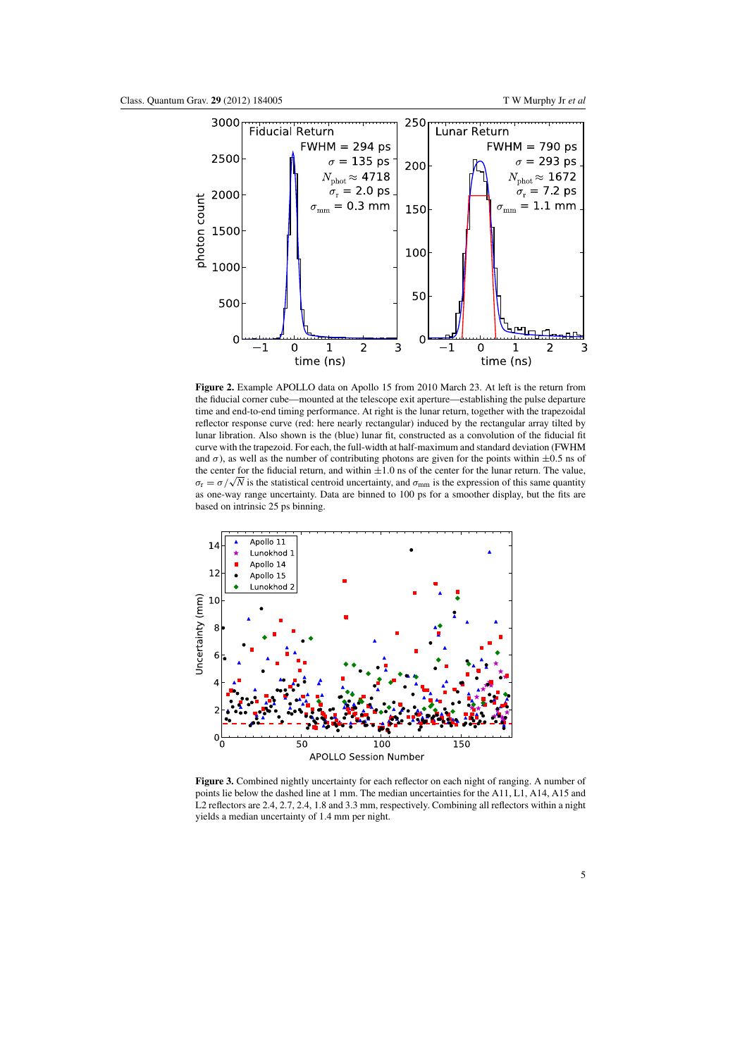**Figure 2.** Example APOLLO data on Apollo 15 from 2010 March 23. At left is the return from the fiducial corner cube—mounted at the telescope exit aperture—establishing the pulse departure time and end-to-end timing performance. At right is the lunar return, together with the trapezoidal reflector response curve (red: here nearly rectangular) induced by the rectangular array tilted by lunar libration. Also shown is the (blue) lunar fit, constructed as a convolution of the fiducial fit curve with the trapezoid. For each, the full-width at half-maximum and standard deviation (FWHM and $\sigma$), as well as the number of contributing photons are given for the points within $\pm 0.5$ ns of the center for the fiducial return, and within $\pm 1.0$ ns of the center for the lunar return. The value, $\sigma_{\rm r} = \sigma/\sqrt{N}$ is the statistical centroid uncertainty, and $\sigma_{\rm mm}$ is the expression of this same quantity as one-way range uncertainty. Data are binned to 100 ps for a smoother display, but the fits are based on intrinsic 25 ps binning.

**Figure 3.** Combined nightly uncertainty for each reflector on each night of ranging. A number of points lie below the dashed line at 1 mm. The median uncertainties for the A11, L1, A14, A15 and L2 reflectors are 2.4, 2.7, 2.4, 1.8 and 3.3 mm, respectively. Combining all reflectors within a night yields a median uncertainty of 1.4 mm per night.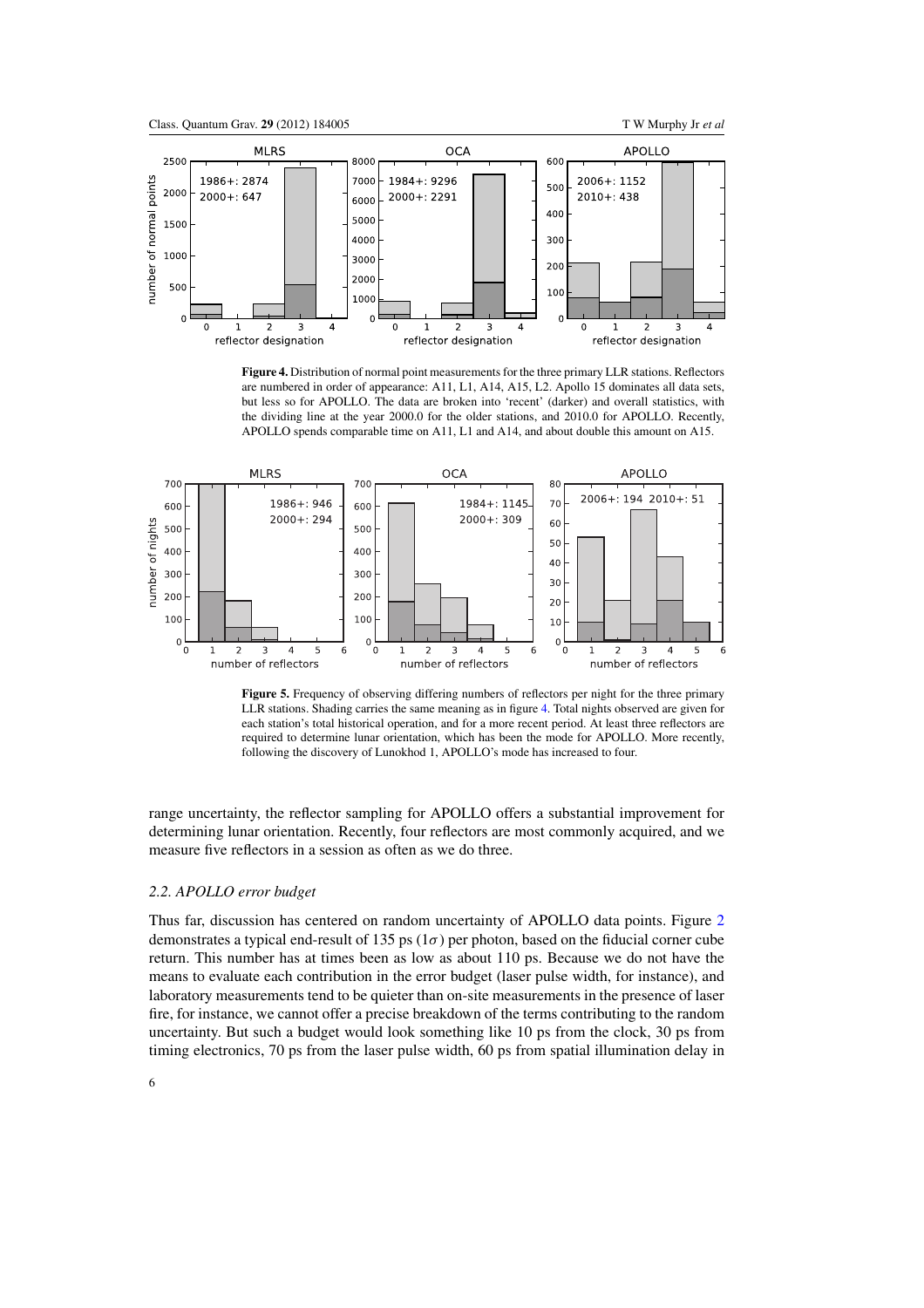**Figure 4.** Distribution of normal point measurements for the three primary LLR stations. Reflectors are numbered in order of appearance: A11, L1, A14, A15, L2. Apollo 15 dominates all data sets, but less so for APOLLO. The data are broken into 'recent' (darker) and overall statistics, with the dividing line at the year 2000.0 for the older stations, and 2010.0 for APOLLO. Recently, APOLLO spends comparable time on A11, L1 and A14, and about double this amount on A15.

**Figure 5.** Frequency of observing differing numbers of reflectors per night for the three primary LLR stations. Shading carries the same meaning as in figure 4. Total nights observed are given for each station's total historical operation, and for a more recent period. At least three reflectors are required to determine lunar orientation, which has been the mode for APOLLO. More recently, following the discovery of Lunokhod 1, APOLLO's mode has increased to four.

range uncertainty, the reflector sampling for APOLLO offers a substantial improvement for determining lunar orientation. Recently, four reflectors are most commonly acquired, and we measure five reflectors in a session as often as we do three.

### 2.2. APOLLO error budget

Thus far, discussion has centered on random uncertainty of APOLLO data points. Figure 2 demonstrates a typical end-result of 135 ps ($1\sigma$) per photon, based on the fiducial corner cube return. This number has at times been as low as about 110 ps. Because we do not have the means to evaluate each contribution in the error budget (laser pulse width, for instance), and laboratory measurements tend to be quieter than on-site measurements in the presence of laser fire, for instance, we cannot offer a precise breakdown of the terms contributing to the random uncertainty. But such a budget would look something like 10 ps from the clock, 30 ps from timing electronics, 70 ps from the laser pulse width, 60 ps from spatial illumination delay in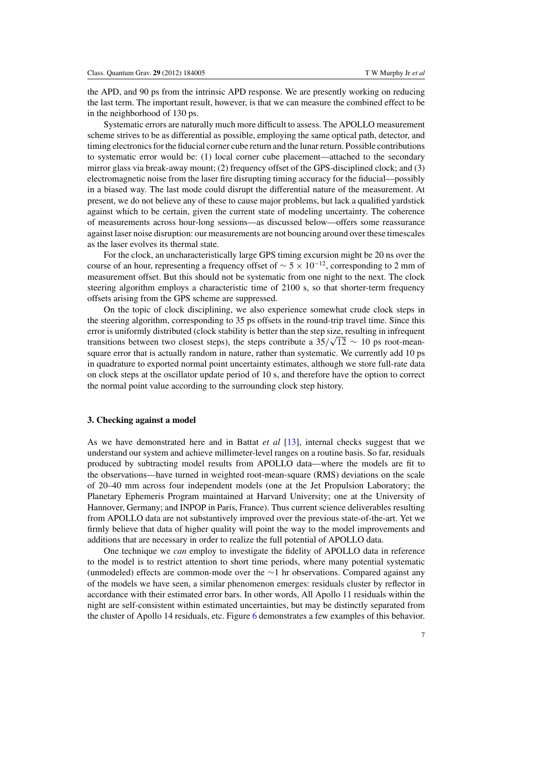the APD, and 90 ps from the intrinsic APD response. We are presently working on reducing the last term. The important result, however, is that we can measure the combined effect to be in the neighborhood of 130 ps.

Systematic errors are naturally much more difficult to assess. The APOLLO measurement scheme strives to be as differential as possible, employing the same optical path, detector, and timing electronics for the fiducial corner cube return and the lunar return. Possible contributions to systematic error would be: (1) local corner cube placement—attached to the secondary mirror glass via break-away mount; (2) frequency offset of the GPS-disciplined clock; and (3) electromagnetic noise from the laser fire disrupting timing accuracy for the fiducial—possibly in a biased way. The last mode could disrupt the differential nature of the measurement. At present, we do not believe any of these to cause major problems, but lack a qualified yardstick against which to be certain, given the current state of modeling uncertainty. The coherence of measurements across hour-long sessions—as discussed below—offers some reassurance against laser noise disruption: our measurements are not bouncing around over these timescales as the laser evolves its thermal state.

For the clock, an uncharacteristically large GPS timing excursion might be 20 ns over the course of an hour, representing a frequency offset of $\sim 5 \times 10^{-12}$, corresponding to 2 mm of measurement offset. But this should not be systematic from one night to the next. The clock steering algorithm employs a characteristic time of 2100 s, so that shorter-term frequency offsets arising from the GPS scheme are suppressed.

On the topic of clock disciplining, we also experience somewhat crude clock steps in the steering algorithm, corresponding to 35 ps offsets in the round-trip travel time. Since this error is uniformly distributed (clock stability is better than the step size, resulting in infrequent transitions between two closest steps), the steps contribute a $35/\sqrt{12} \sim 10$ ps root-mean-square error that is actually random in nature, rather than systematic. We currently add 10 ps in quadrature to exported normal point uncertainty estimates, although we store full-rate data on clock steps at the oscillator update period of 10 s, and therefore have the option to correct the normal point value according to the surrounding clock step history.

## 3. Checking against a model

As we have demonstrated here and in Battat *et al* [13], internal checks suggest that we understand our system and achieve millimeter-level ranges on a routine basis. So far, residuals produced by subtracting model results from APOLLO data—where the models are fit to the observations—have turned in weighted root-mean-square (RMS) deviations on the scale of 20–40 mm across four independent models (one at the Jet Propulsion Laboratory; the Planetary Ephemeris Program maintained at Harvard University; one at the University of Hannover, Germany; and INPOP in Paris, France). Thus current science deliverables resulting from APOLLO data are not substantively improved over the previous state-of-the-art. Yet we firmly believe that data of higher quality will point the way to the model improvements and additions that are necessary in order to realize the full potential of APOLLO data.

One technique we *can* employ to investigate the fidelity of APOLLO data in reference to the model is to restrict attention to short time periods, where many potential systematic (unmodeled) effects are common-mode over the $\sim$1 hr observations. Compared against any of the models we have seen, a similar phenomenon emerges: residuals cluster by reflector in accordance with their estimated error bars. In other words, All Apollo 11 residuals within the night are self-consistent within estimated uncertainties, but may be distinctly separated from the cluster of Apollo 14 residuals, etc. Figure 6 demonstrates a few examples of this behavior.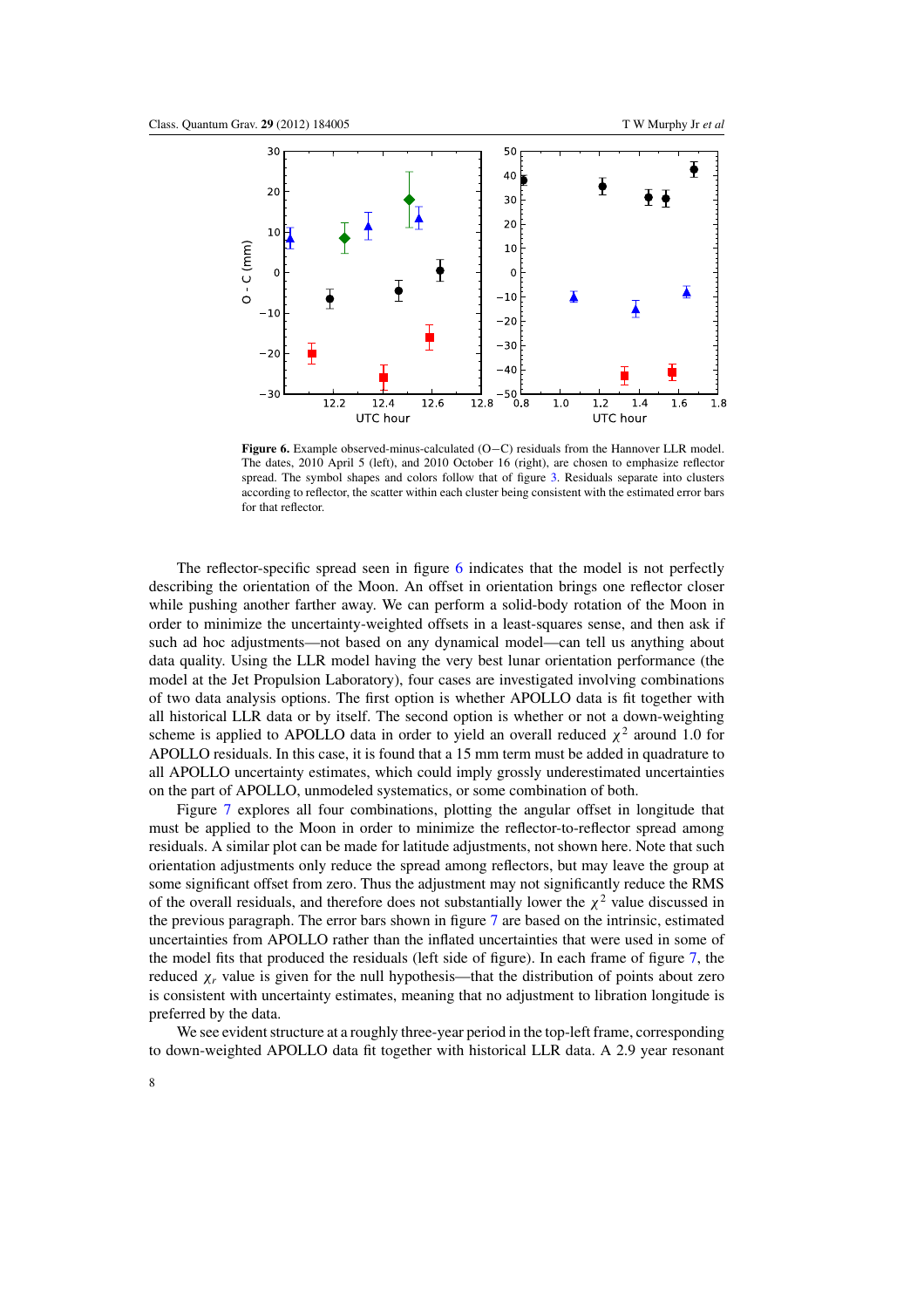**Figure 6.** Example observed-minus-calculated (O−C) residuals from the Hannover LLR model. The dates, 2010 April 5 (left), and 2010 October 16 (right), are chosen to emphasize reflector spread. The symbol shapes and colors follow that of figure 3. Residuals separate into clusters according to reflector, the scatter within each cluster being consistent with the estimated error bars for that reflector.

The reflector-specific spread seen in figure 6 indicates that the model is not perfectly describing the orientation of the Moon. An offset in orientation brings one reflector closer while pushing another farther away. We can perform a solid-body rotation of the Moon in order to minimize the uncertainty-weighted offsets in a least-squares sense, and then ask if such ad hoc adjustments—not based on any dynamical model—can tell us anything about data quality. Using the LLR model having the very best lunar orientation performance (the model at the Jet Propulsion Laboratory), four cases are investigated involving combinations of two data analysis options. The first option is whether APOLLO data is fit together with all historical LLR data or by itself. The second option is whether or not a down-weighting scheme is applied to APOLLO data in order to yield an overall reduced $\chi^2$ around 1.0 for APOLLO residuals. In this case, it is found that a 15 mm term must be added in quadrature to all APOLLO uncertainty estimates, which could imply grossly underestimated uncertainties on the part of APOLLO, unmodeled systematics, or some combination of both.

Figure 7 explores all four combinations, plotting the angular offset in longitude that must be applied to the Moon in order to minimize the reflector-to-reflector spread among residuals. A similar plot can be made for latitude adjustments, not shown here. Note that such orientation adjustments only reduce the spread among reflectors, but may leave the group at some significant offset from zero. Thus the adjustment may not significantly reduce the RMS of the overall residuals, and therefore does not substantially lower the $\chi^2$ value discussed in the previous paragraph. The error bars shown in figure 7 are based on the intrinsic, estimated uncertainties from APOLLO rather than the inflated uncertainties that were used in some of the model fits that produced the residuals (left side of figure). In each frame of figure 7, the reduced $\chi_r$ value is given for the null hypothesis—that the distribution of points about zero is consistent with uncertainty estimates, meaning that no adjustment to libration longitude is preferred by the data.

We see evident structure at a roughly three-year period in the top-left frame, corresponding to down-weighted APOLLO data fit together with historical LLR data. A 2.9 year resonant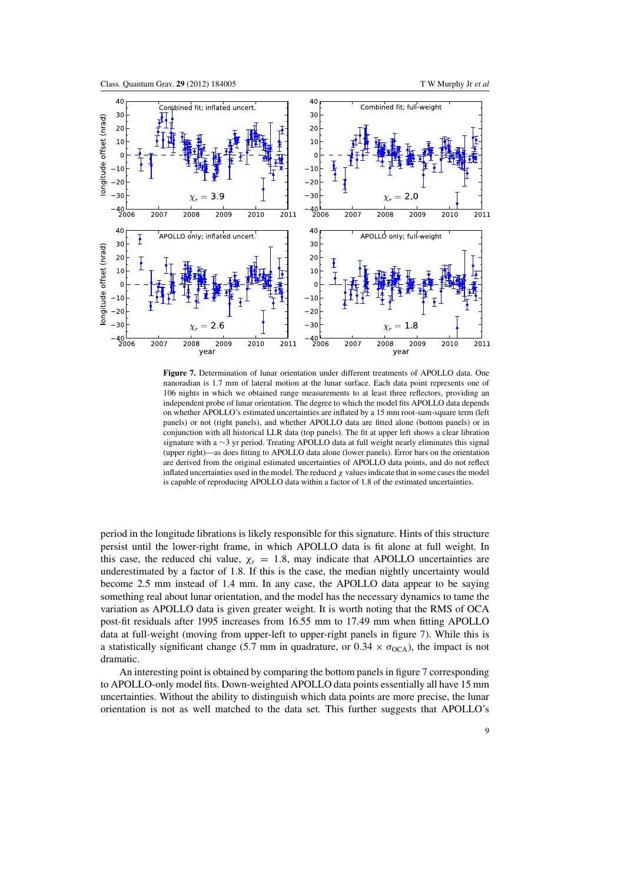**Figure 7.** Determination of lunar orientation under different treatments of APOLLO data. One nanoradian is 1.7 mm of lateral motion at the lunar surface. Each data point represents one of 106 nights in which we obtained range measurements to at least three reflectors, providing an independent probe of lunar orientation. The degree to which the model fits APOLLO data depends on whether APOLLO's estimated uncertainties are inflated by a 15 mm root-sum-square term (left panels) or not (right panels), and whether APOLLO data are fitted alone (bottom panels) or in conjunction with all historical LLR data (top panels). The fit at upper left shows a clear libration signature with a ∼3 yr period. Treating APOLLO data at full weight nearly eliminates this signal (upper right)—as does fitting to APOLLO data alone (lower panels). Error bars on the orientation are derived from the original estimated uncertainties of APOLLO data points, and do not reflect inflated uncertainties used in the model. The reduced $\chi$ values indicate that in some cases the model is capable of reproducing APOLLO data within a factor of 1.8 of the estimated uncertainties.

period in the longitude librations is likely responsible for this signature. Hints of this structure persist until the lower-right frame, in which APOLLO data is fit alone at full weight. In this case, the reduced chi value, $\chi_r = 1.8$, may indicate that APOLLO uncertainties are underestimated by a factor of 1.8. If this is the case, the median nightly uncertainty would become 2.5 mm instead of 1.4 mm. In any case, the APOLLO data appear to be saying something real about lunar orientation, and the model has the necessary dynamics to tame the variation as APOLLO data is given greater weight. It is worth noting that the RMS of OCA post-fit residuals after 1995 increases from 16.55 mm to 17.49 mm when fitting APOLLO data at full-weight (moving from upper-left to upper-right panels in figure 7). While this is a statistically significant change (5.7 mm in quadrature, or $0.34 \times \sigma_{\mathrm{OCA}}$), the impact is not dramatic.

An interesting point is obtained by comparing the bottom panels in figure 7 corresponding to APOLLO-only model fits. Down-weighted APOLLO data points essentially all have 15 mm uncertainties. Without the ability to distinguish which data points are more precise, the lunar orientation is not as well matched to the data set. This further suggests that APOLLO's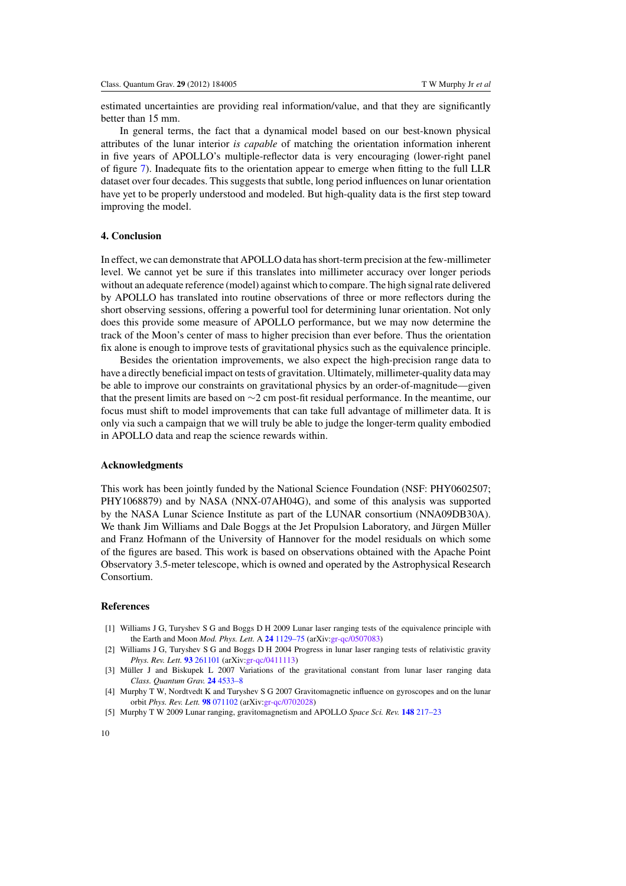estimated uncertainties are providing real information/value, and that they are significantly better than 15 mm.

In general terms, the fact that a dynamical model based on our best-known physical attributes of the lunar interior *is capable* of matching the orientation information inherent in five years of APOLLO's multiple-reflector data is very encouraging (lower-right panel of figure 7). Inadequate fits to the orientation appear to emerge when fitting to the full LLR dataset over four decades. This suggests that subtle, long period influences on lunar orientation have yet to be properly understood and modeled. But high-quality data is the first step toward improving the model.

## 4. Conclusion

In effect, we can demonstrate that APOLLO data has short-term precision at the few-millimeter level. We cannot yet be sure if this translates into millimeter accuracy over longer periods without an adequate reference (model) against which to compare. The high signal rate delivered by APOLLO has translated into routine observations of three or more reflectors during the short observing sessions, offering a powerful tool for determining lunar orientation. Not only does this provide some measure of APOLLO performance, but we may now determine the track of the Moon's center of mass to higher precision than ever before. Thus the orientation fix alone is enough to improve tests of gravitational physics such as the equivalence principle.

Besides the orientation improvements, we also expect the high-precision range data to have a directly beneficial impact on tests of gravitation. Ultimately, millimeter-quality data may be able to improve our constraints on gravitational physics by an order-of-magnitude—given that the present limits are based on $\sim$2 cm post-fit residual performance. In the meantime, our focus must shift to model improvements that can take full advantage of millimeter data. It is only via such a campaign that we will truly be able to judge the longer-term quality embodied in APOLLO data and reap the science rewards within.

## Acknowledgments

This work has been jointly funded by the National Science Foundation (NSF: PHY0602507; PHY1068879) and by NASA (NNX-07AH04G), and some of this analysis was supported by the NASA Lunar Science Institute as part of the LUNAR consortium (NNA09DB30A). We thank Jim Williams and Dale Boggs at the Jet Propulsion Laboratory, and Jürgen Müller and Franz Hofmann of the University of Hannover for the model residuals on which some of the figures are based. This work is based on observations obtained with the Apache Point Observatory 3.5-meter telescope, which is owned and operated by the Astrophysical Research Consortium.

## References

[1] Williams J G, Turyshev S G and Boggs D H 2009 Lunar laser ranging tests of the equivalence principle with the Earth and Moon *Mod. Phys. Lett.* A **24** 1129–75 (arXiv:gr-qc/0507083)

[2] Williams J G, Turyshev S G and Boggs D H 2004 Progress in lunar laser ranging tests of relativistic gravity *Phys. Rev. Lett.* **93** 261101 (arXiv:gr-qc/0411113)

[3] Müller J and Biskupek L 2007 Variations of the gravitational constant from lunar laser ranging data *Class. Quantum Grav.* **24** 4533–8

[4] Murphy T W, Nordtvedt K and Turyshev S G 2007 Gravitomagnetic influence on gyroscopes and on the lunar orbit *Phys. Rev. Lett.* **98** 071102 (arXiv:gr-qc/0702028)

[5] Murphy T W 2009 Lunar ranging, gravitomagnetism and APOLLO *Space Sci. Rev.* **148** 217–23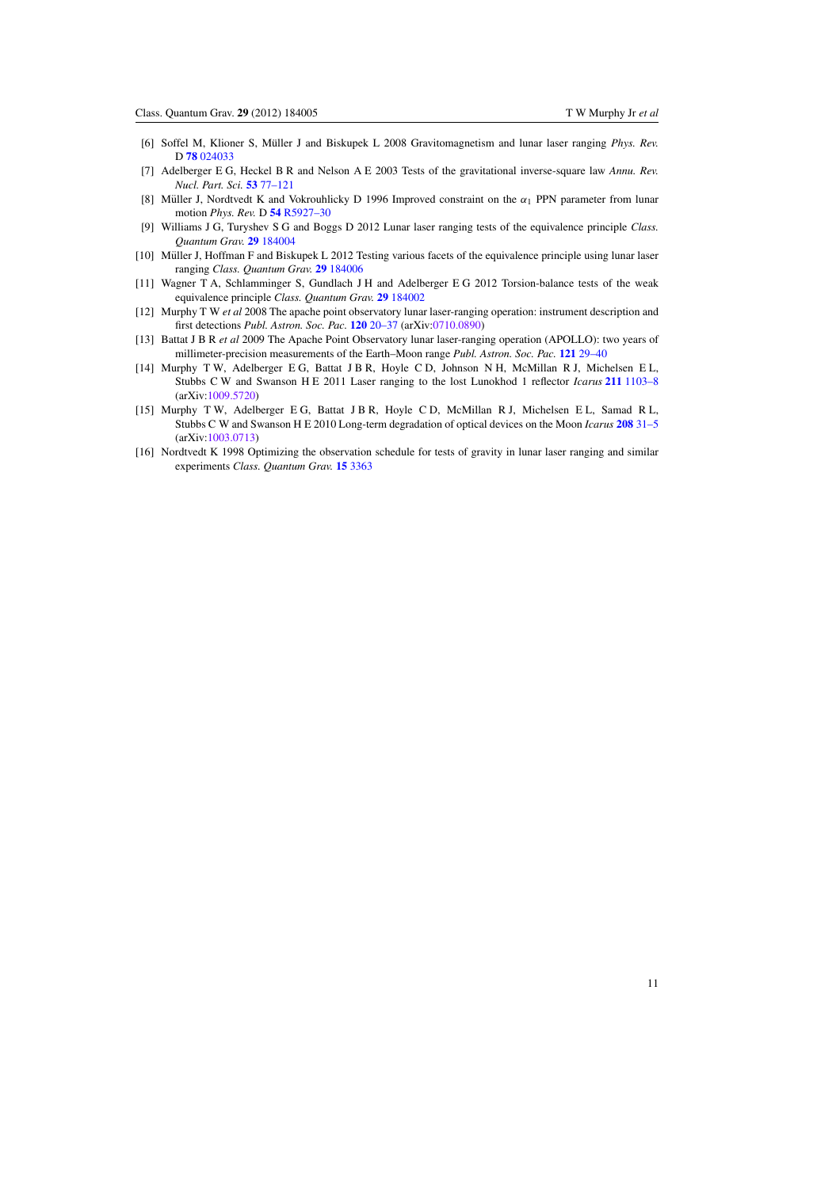[6] Soffel M, Klioner S, Müller J and Biskupek L 2008 Gravitomagnetism and lunar laser ranging *Phys. Rev.* D **78** 024033

[7] Adelberger E G, Heckel B R and Nelson A E 2003 Tests of the gravitational inverse-square law *Annu. Rev. Nucl. Part. Sci.* **53** 77–121

[8] Müller J, Nordtvedt K and Vokrouhlicky D 1996 Improved constraint on the $\alpha_1$ PPN parameter from lunar motion *Phys. Rev.* D **54** R5927–30

[9] Williams J G, Turyshev S G and Boggs D 2012 Lunar laser ranging tests of the equivalence principle *Class. Quantum Grav.* **29** 184004

[10] Müller J, Hoffman F and Biskupek L 2012 Testing various facets of the equivalence principle using lunar laser ranging *Class. Quantum Grav.* **29** 184006

[11] Wagner T A, Schlamminger S, Gundlach J H and Adelberger E G 2012 Torsion-balance tests of the weak equivalence principle *Class. Quantum Grav.* **29** 184002

[12] Murphy T W *et al* 2008 The apache point observatory lunar laser-ranging operation: instrument description and first detections *Publ. Astron. Soc. Pac.* **120** 20–37 (arXiv:0710.0890)

[13] Battat J B R *et al* 2009 The Apache Point Observatory lunar laser-ranging operation (APOLLO): two years of millimeter-precision measurements of the Earth–Moon range *Publ. Astron. Soc. Pac.* **121** 29–40

[14] Murphy T W, Adelberger E G, Battat J B R, Hoyle C D, Johnson N H, McMillan R J, Michelsen E L, Stubbs C W and Swanson H E 2011 Laser ranging to the lost Lunokhod 1 reflector *Icarus* **211** 1103–8 (arXiv:1009.5720)

[15] Murphy T W, Adelberger E G, Battat J B R, Hoyle C D, McMillan R J, Michelsen E L, Samad R L, Stubbs C W and Swanson H E 2010 Long-term degradation of optical devices on the Moon *Icarus* **208** 31–5 (arXiv:1003.0713)

[16] Nordtvedt K 1998 Optimizing the observation schedule for tests of gravity in lunar laser ranging and similar experiments *Class. Quantum Grav.* **15** 3363